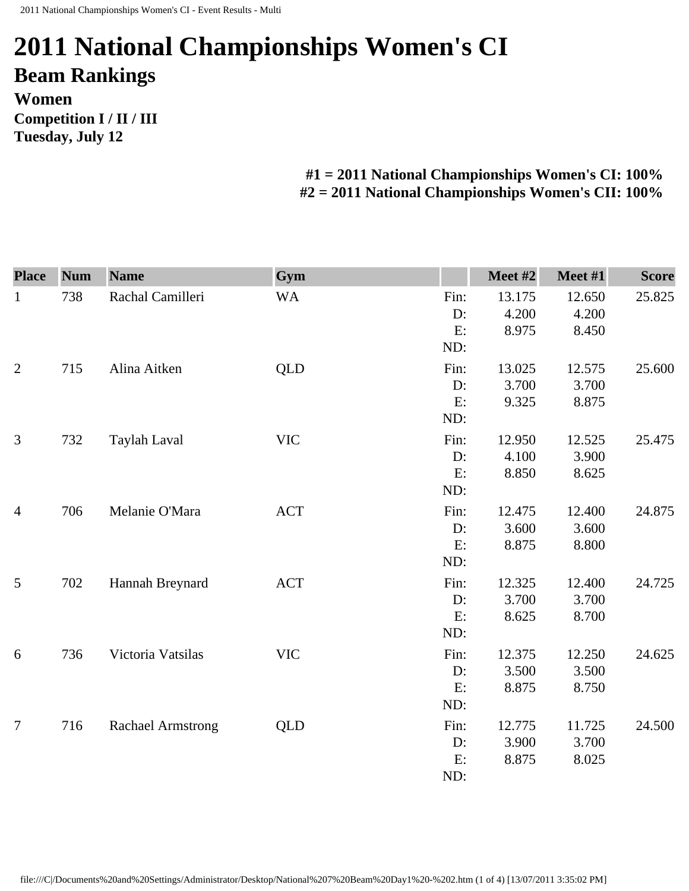# 2011 National Championships Women's CI

## Beam Rankings

### Women

**Competition I / II / III**

**Tuesday, July 12**

**#1 = 2011 National Championships Women's CI: 100%**
**#2 = 2011 National Championships Women's CII: 100%**

| Place | Num | Name | Gym | | Meet #2 | Meet #1 | Score |
|---|---|---|---|---|---|---|---|
| 1 | 738 | Rachal Camilleri | WA | Fin: | 13.175 | 12.650 | 25.825 |
| | | | | D: | 4.200 | 4.200 | |
| | | | | E: | 8.975 | 8.450 | |
| | | | | ND: | | | |
| 2 | 715 | Alina Aitken | QLD | Fin: | 13.025 | 12.575 | 25.600 |
| | | | | D: | 3.700 | 3.700 | |
| | | | | E: | 9.325 | 8.875 | |
| | | | | ND: | | | |
| 3 | 732 | Taylah Laval | VIC | Fin: | 12.950 | 12.525 | 25.475 |
| | | | | D: | 4.100 | 3.900 | |
| | | | | E: | 8.850 | 8.625 | |
| | | | | ND: | | | |
| 4 | 706 | Melanie O'Mara | ACT | Fin: | 12.475 | 12.400 | 24.875 |
| | | | | D: | 3.600 | 3.600 | |
| | | | | E: | 8.875 | 8.800 | |
| | | | | ND: | | | |
| 5 | 702 | Hannah Breynard | ACT | Fin: | 12.325 | 12.400 | 24.725 |
| | | | | D: | 3.700 | 3.700 | |
| | | | | E: | 8.625 | 8.700 | |
| | | | | ND: | | | |
| 6 | 736 | Victoria Vatsilas | VIC | Fin: | 12.375 | 12.250 | 24.625 |
| | | | | D: | 3.500 | 3.500 | |
| | | | | E: | 8.875 | 8.750 | |
| | | | | ND: | | | |
| 7 | 716 | Rachael Armstrong | QLD | Fin: | 12.775 | 11.725 | 24.500 |
| | | | | D: | 3.900 | 3.700 | |
| | | | | E: | 8.875 | 8.025 | |
| | | | | ND: | | | |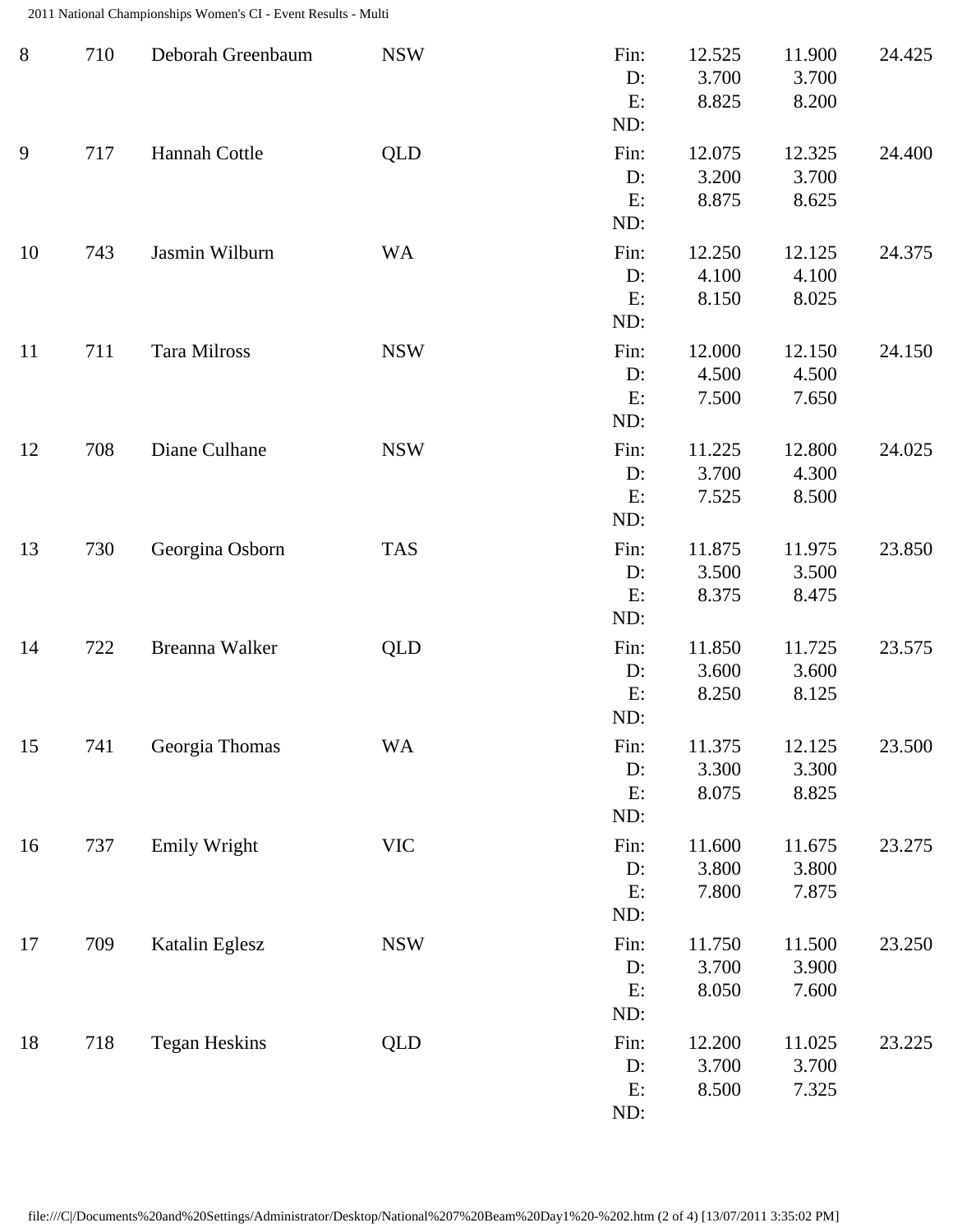| | | | | | | | |
|---|---|---|---|---|---|---|---|
| 8 | 710 | Deborah Greenbaum | NSW | Fin: | 12.525 | 11.900 | 24.425 |
| | | | | D: | 3.700 | 3.700 | |
| | | | | E: | 8.825 | 8.200 | |
| | | | | ND: | | | |
| 9 | 717 | Hannah Cottle | QLD | Fin: | 12.075 | 12.325 | 24.400 |
| | | | | D: | 3.200 | 3.700 | |
| | | | | E: | 8.875 | 8.625 | |
| | | | | ND: | | | |
| 10 | 743 | Jasmin Wilburn | WA | Fin: | 12.250 | 12.125 | 24.375 |
| | | | | D: | 4.100 | 4.100 | |
| | | | | E: | 8.150 | 8.025 | |
| | | | | ND: | | | |
| 11 | 711 | Tara Milross | NSW | Fin: | 12.000 | 12.150 | 24.150 |
| | | | | D: | 4.500 | 4.500 | |
| | | | | E: | 7.500 | 7.650 | |
| | | | | ND: | | | |
| 12 | 708 | Diane Culhane | NSW | Fin: | 11.225 | 12.800 | 24.025 |
| | | | | D: | 3.700 | 4.300 | |
| | | | | E: | 7.525 | 8.500 | |
| | | | | ND: | | | |
| 13 | 730 | Georgina Osborn | TAS | Fin: | 11.875 | 11.975 | 23.850 |
| | | | | D: | 3.500 | 3.500 | |
| | | | | E: | 8.375 | 8.475 | |
| | | | | ND: | | | |
| 14 | 722 | Breanna Walker | QLD | Fin: | 11.850 | 11.725 | 23.575 |
| | | | | D: | 3.600 | 3.600 | |
| | | | | E: | 8.250 | 8.125 | |
| | | | | ND: | | | |
| 15 | 741 | Georgia Thomas | WA | Fin: | 11.375 | 12.125 | 23.500 |
| | | | | D: | 3.300 | 3.300 | |
| | | | | E: | 8.075 | 8.825 | |
| | | | | ND: | | | |
| 16 | 737 | Emily Wright | VIC | Fin: | 11.600 | 11.675 | 23.275 |
| | | | | D: | 3.800 | 3.800 | |
| | | | | E: | 7.800 | 7.875 | |
| | | | | ND: | | | |
| 17 | 709 | Katalin Eglesz | NSW | Fin: | 11.750 | 11.500 | 23.250 |
| | | | | D: | 3.700 | 3.900 | |
| | | | | E: | 8.050 | 7.600 | |
| | | | | ND: | | | |
| 18 | 718 | Tegan Heskins | QLD | Fin: | 12.200 | 11.025 | 23.225 |
| | | | | D: | 3.700 | 3.700 | |
| | | | | E: | 8.500 | 7.325 | |
| | | | | ND: | | | |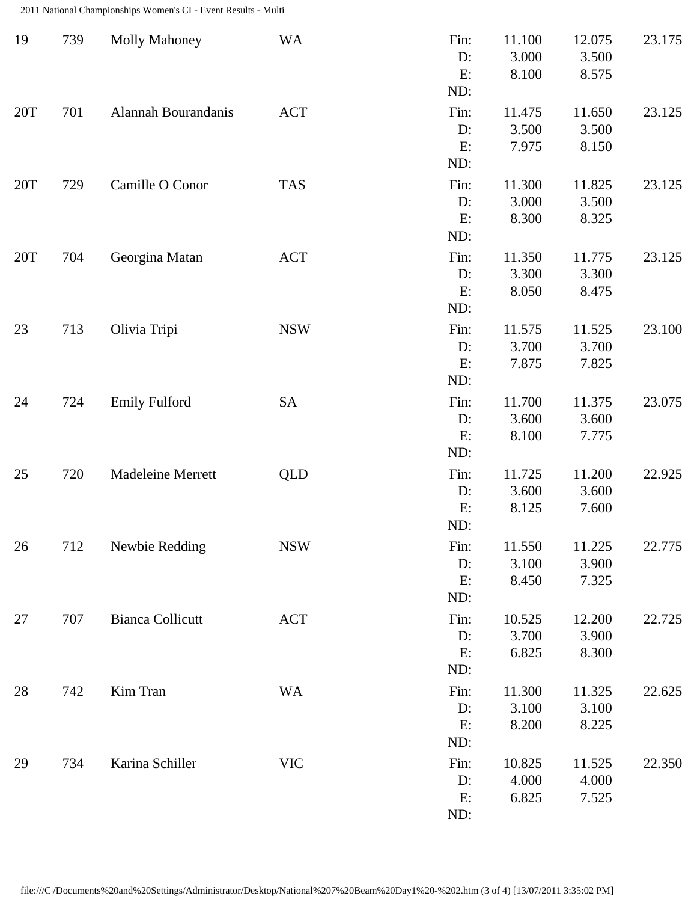| Rank | No. | Name | State | | Score 1 | Score 2 | Total |
|---|---|---|---|---|---|---|---|
| 19 | 739 | Molly Mahoney | WA | Fin: | 11.100 | 12.075 | 23.175 |
| | | | | D: | 3.000 | 3.500 | |
| | | | | E: | 8.100 | 8.575 | |
| | | | | ND: | | | |
| 20T | 701 | Alannah Bourandanis | ACT | Fin: | 11.475 | 11.650 | 23.125 |
| | | | | D: | 3.500 | 3.500 | |
| | | | | E: | 7.975 | 8.150 | |
| | | | | ND: | | | |
| 20T | 729 | Camille O Conor | TAS | Fin: | 11.300 | 11.825 | 23.125 |
| | | | | D: | 3.000 | 3.500 | |
| | | | | E: | 8.300 | 8.325 | |
| | | | | ND: | | | |
| 20T | 704 | Georgina Matan | ACT | Fin: | 11.350 | 11.775 | 23.125 |
| | | | | D: | 3.300 | 3.300 | |
| | | | | E: | 8.050 | 8.475 | |
| | | | | ND: | | | |
| 23 | 713 | Olivia Tripi | NSW | Fin: | 11.575 | 11.525 | 23.100 |
| | | | | D: | 3.700 | 3.700 | |
| | | | | E: | 7.875 | 7.825 | |
| | | | | ND: | | | |
| 24 | 724 | Emily Fulford | SA | Fin: | 11.700 | 11.375 | 23.075 |
| | | | | D: | 3.600 | 3.600 | |
| | | | | E: | 8.100 | 7.775 | |
| | | | | ND: | | | |
| 25 | 720 | Madeleine Merrett | QLD | Fin: | 11.725 | 11.200 | 22.925 |
| | | | | D: | 3.600 | 3.600 | |
| | | | | E: | 8.125 | 7.600 | |
| | | | | ND: | | | |
| 26 | 712 | Newbie Redding | NSW | Fin: | 11.550 | 11.225 | 22.775 |
| | | | | D: | 3.100 | 3.900 | |
| | | | | E: | 8.450 | 7.325 | |
| | | | | ND: | | | |
| 27 | 707 | Bianca Collicutt | ACT | Fin: | 10.525 | 12.200 | 22.725 |
| | | | | D: | 3.700 | 3.900 | |
| | | | | E: | 6.825 | 8.300 | |
| | | | | ND: | | | |
| 28 | 742 | Kim Tran | WA | Fin: | 11.300 | 11.325 | 22.625 |
| | | | | D: | 3.100 | 3.100 | |
| | | | | E: | 8.200 | 8.225 | |
| | | | | ND: | | | |
| 29 | 734 | Karina Schiller | VIC | Fin: | 10.825 | 11.525 | 22.350 |
| | | | | D: | 4.000 | 4.000 | |
| | | | | E: | 6.825 | 7.525 | |
| | | | | ND: | | | |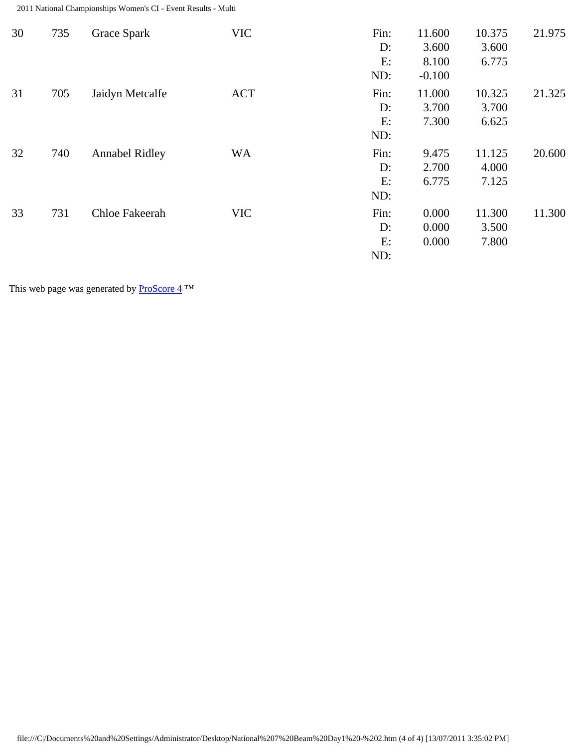| | | | | | | | |
|---|---|---|---|---|---|---|---|
| 30 | 735 | Grace Spark | VIC | Fin: | 11.600 | 10.375 | 21.975 |
| | | | | D: | 3.600 | 3.600 | |
| | | | | E: | 8.100 | 6.775 | |
| | | | | ND: | -0.100 | | |
| 31 | 705 | Jaidyn Metcalfe | ACT | Fin: | 11.000 | 10.325 | 21.325 |
| | | | | D: | 3.700 | 3.700 | |
| | | | | E: | 7.300 | 6.625 | |
| | | | | ND: | | | |
| 32 | 740 | Annabel Ridley | WA | Fin: | 9.475 | 11.125 | 20.600 |
| | | | | D: | 2.700 | 4.000 | |
| | | | | E: | 6.775 | 7.125 | |
| | | | | ND: | | | |
| 33 | 731 | Chloe Fakeerah | VIC | Fin: | 0.000 | 11.300 | 11.300 |
| | | | | D: | 0.000 | 3.500 | |
| | | | | E: | 0.000 | 7.800 | |
| | | | | ND: | | | |

This web page was generated by [ProScore 4](ProScore 4) ™